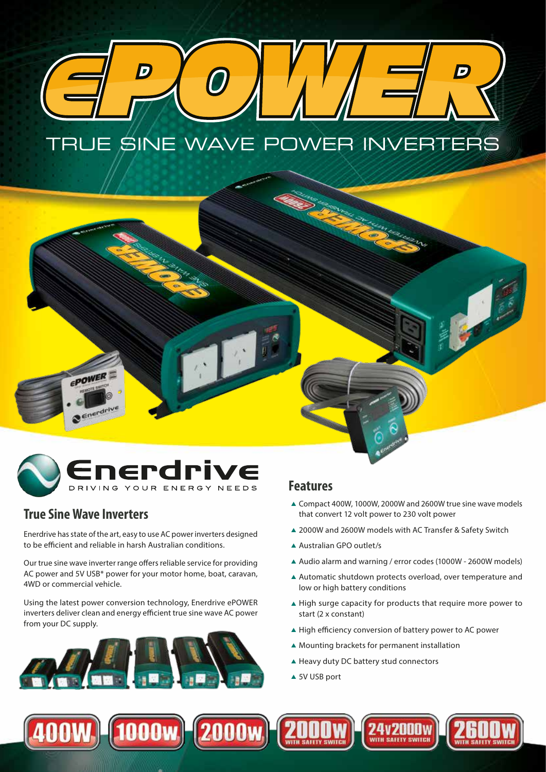# ePOWER

## TRUE SINE WAVE POWER INVERTERS

Enerdrive
DRIVING YOUR ENERGY NEEDS

## True Sine Wave Inverters

Enerdrive has state of the art, easy to use AC power inverters designed to be efficient and reliable in harsh Australian conditions.

Our true sine wave inverter range offers reliable service for providing AC power and 5V USB* power for your motor home, boat, caravan, 4WD or commercial vehicle.

Using the latest power conversion technology, Enerdrive ePOWER inverters deliver clean and energy efficient true sine wave AC power from your DC supply.

## Features

- ▲ Compact 400W, 1000W, 2000W and 2600W true sine wave models that convert 12 volt power to 230 volt power
- ▲ 2000W and 2600W models with AC Transfer & Safety Switch
- ▲ Australian GPO outlet/s
- ▲ Audio alarm and warning / error codes (1000W - 2600W models)
- ▲ Automatic shutdown protects overload, over temperature and low or high battery conditions
- ▲ High surge capacity for products that require more power to start (2 x constant)
- ▲ High efficiency conversion of battery power to AC power
- ▲ Mounting brackets for permanent installation
- ▲ Heavy duty DC battery stud connectors
- ▲ 5V USB port

400W | 1000W | 2000W | 2000W WITH SAFETY SWITCH | 24V2000W WITH SAFETY SWITCH | 2600W WITH SAFETY SWITCH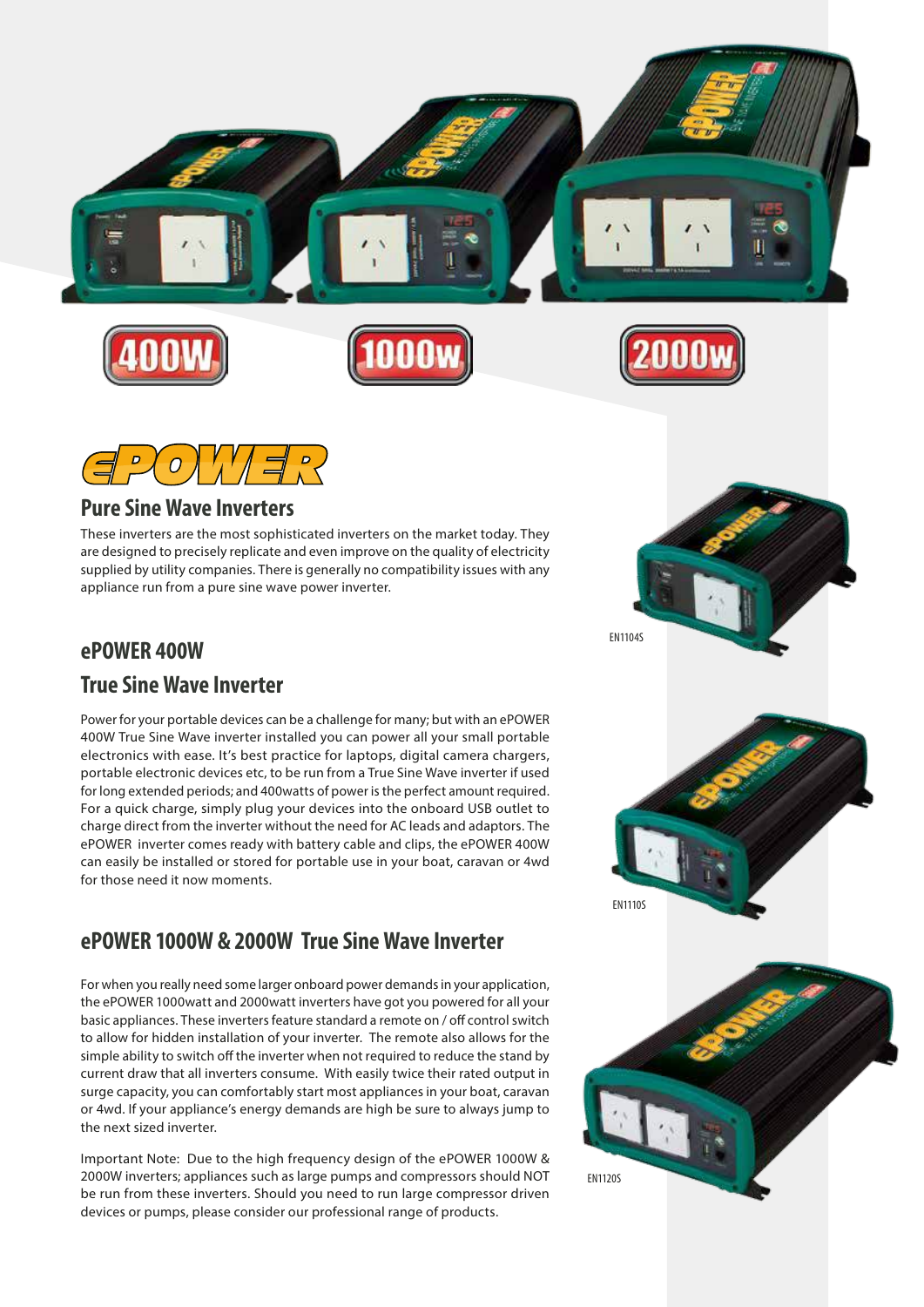400W

1000w

2000w

ePOWER

## Pure Sine Wave Inverters

These inverters are the most sophisticated inverters on the market today. They are designed to precisely replicate and even improve on the quality of electricity supplied by utility companies. There is generally no compatibility issues with any appliance run from a pure sine wave power inverter.

## ePOWER 400W

## True Sine Wave Inverter

Power for your portable devices can be a challenge for many; but with an ePOWER 400W True Sine Wave inverter installed you can power all your small portable electronics with ease. It's best practice for laptops, digital camera chargers, portable electronic devices etc, to be run from a True Sine Wave inverter if used for long extended periods; and 400watts of power is the perfect amount required. For a quick charge, simply plug your devices into the onboard USB outlet to charge direct from the inverter without the need for AC leads and adaptors. The ePOWER inverter comes ready with battery cable and clips, the ePOWER 400W can easily be installed or stored for portable use in your boat, caravan or 4wd for those need it now moments.

EN1104S

## ePOWER 1000W & 2000W True Sine Wave Inverter

For when you really need some larger onboard power demands in your application, the ePOWER 1000watt and 2000watt inverters have got you powered for all your basic appliances. These inverters feature standard a remote on / off control switch to allow for hidden installation of your inverter. The remote also allows for the simple ability to switch off the inverter when not required to reduce the stand by current draw that all inverters consume. With easily twice their rated output in surge capacity, you can comfortably start most appliances in your boat, caravan or 4wd. If your appliance's energy demands are high be sure to always jump to the next sized inverter.

Important Note: Due to the high frequency design of the ePOWER 1000W & 2000W inverters; appliances such as large pumps and compressors should NOT be run from these inverters. Should you need to run large compressor driven devices or pumps, please consider our professional range of products.

EN1110S

EN1120S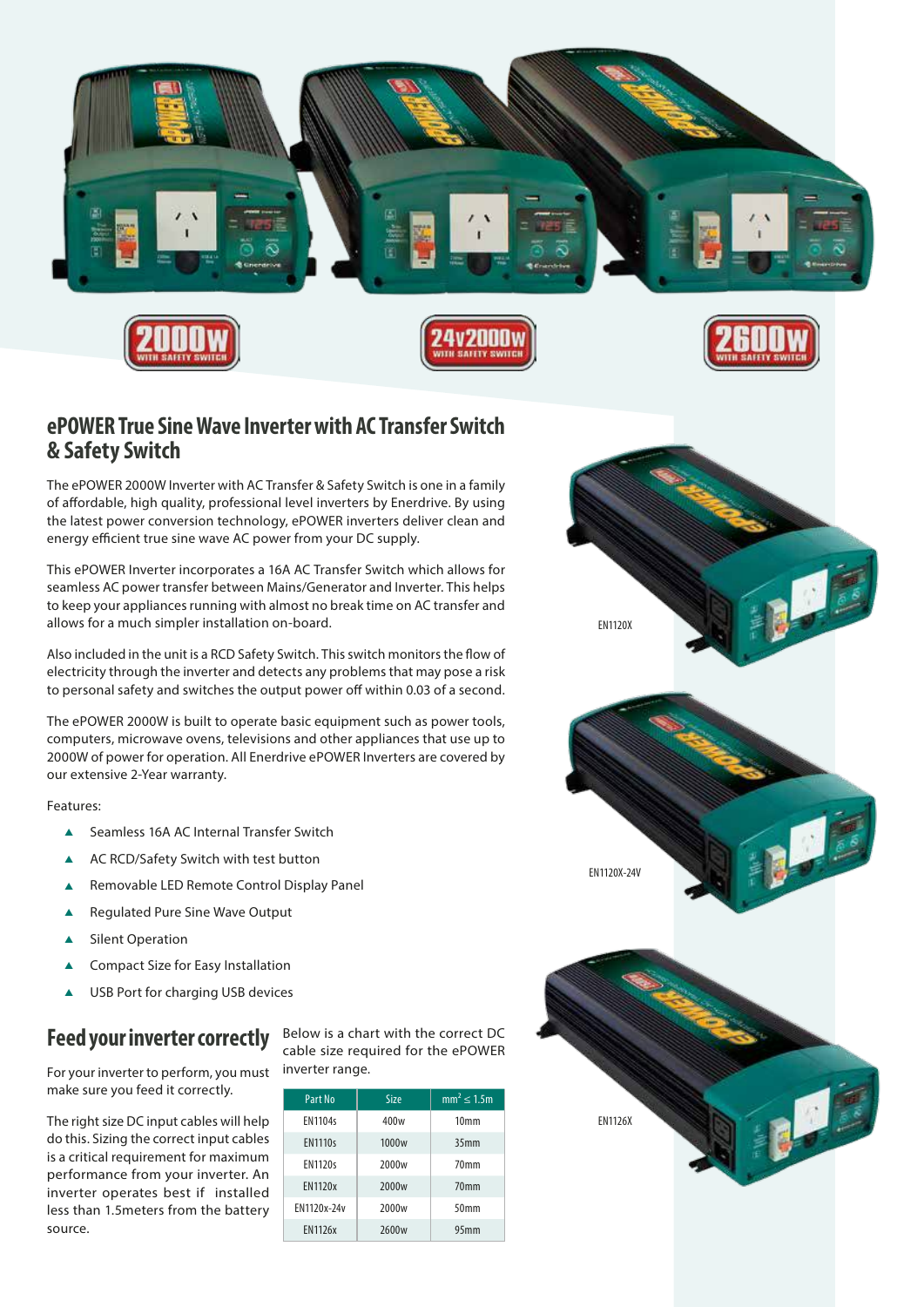2000W WITH SAFETY SWITCH

24v2000W WITH SAFETY SWITCH

2600W WITH SAFETY SWITCH

## ePOWER True Sine Wave Inverter with AC Transfer Switch & Safety Switch

The ePOWER 2000W Inverter with AC Transfer & Safety Switch is one in a family of affordable, high quality, professional level inverters by Enerdrive. By using the latest power conversion technology, ePOWER inverters deliver clean and energy efficient true sine wave AC power from your DC supply.

This ePOWER Inverter incorporates a 16A AC Transfer Switch which allows for seamless AC power transfer between Mains/Generator and Inverter. This helps to keep your appliances running with almost no break time on AC transfer and allows for a much simpler installation on-board.

Also included in the unit is a RCD Safety Switch. This switch monitors the flow of electricity through the inverter and detects any problems that may pose a risk to personal safety and switches the output power off within 0.03 of a second.

The ePOWER 2000W is built to operate basic equipment such as power tools, computers, microwave ovens, televisions and other appliances that use up to 2000W of power for operation. All Enerdrive ePOWER Inverters are covered by our extensive 2-Year warranty.

Features:

- Seamless 16A AC Internal Transfer Switch
- AC RCD/Safety Switch with test button
- Removable LED Remote Control Display Panel
- Regulated Pure Sine Wave Output
- Silent Operation
- Compact Size for Easy Installation
- USB Port for charging USB devices

## Feed your inverter correctly

For your inverter to perform, you must make sure you feed it correctly.

The right size DC input cables will help do this. Sizing the correct input cables is a critical requirement for maximum performance from your inverter. An inverter operates best if installed less than 1.5meters from the battery source.

Below is a chart with the correct DC cable size required for the ePOWER inverter range.

| Part No | Size | $mm^2 \leq 1.5m$ |
|---|---|---|
| EN1104s | 400w | 10mm |
| EN1110s | 1000w | 35mm |
| EN1120s | 2000w | 70mm |
| EN1120x | 2000w | 70mm |
| EN1120x-24v | 2000w | 50mm |
| EN1126x | 2600w | 95mm |

EN1120X

EN1120X-24V

EN1126X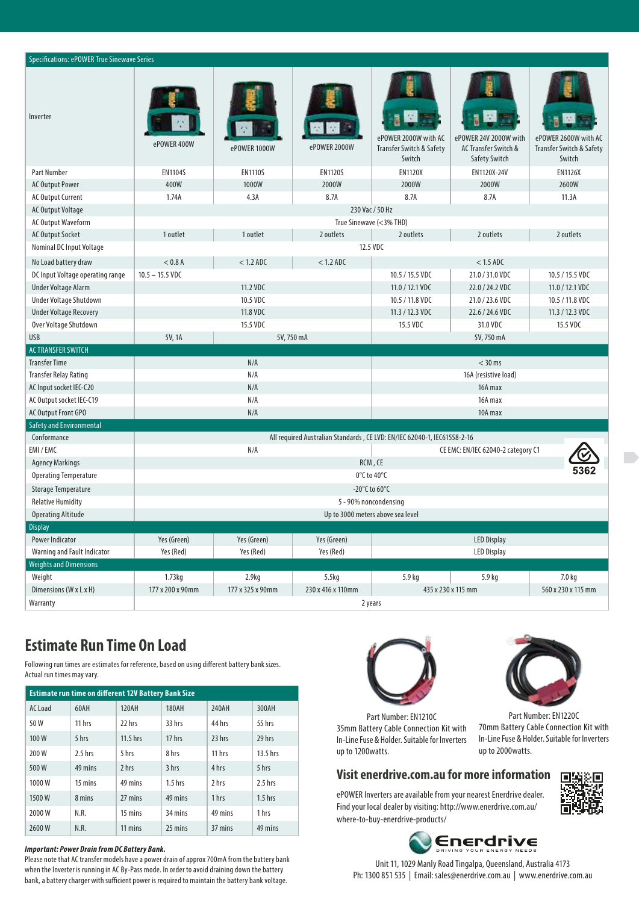| Specifications: ePOWER True Sinewave Series | | | | | | |
|---|---|---|---|---|---|---|
| Inverter | ePOWER 400W | ePOWER 1000W | ePOWER 2000W | ePOWER 2000W with AC Transfer Switch & Safety Switch | ePOWER 24V 2000W with AC Transfer Switch & Safety Switch | ePOWER 2600W with AC Transfer Switch & Safety Switch |
| Part Number | EN1104S | EN1110S | EN1120S | EN1120X | EN1120X-24V | EN1126X |
| AC Output Power | 400W | 1000W | 2000W | 2000W | 2000W | 2600W |
| AC Output Current | 1.74A | 4.3A | 8.7A | 8.7A | 8.7A | 11.3A |
| AC Output Voltage | 230 Vac / 50 Hz | | | | | |
| AC Output Waveform | True Sinewave (<3% THD) | | | | | |
| AC Output Socket | 1 outlet | 1 outlet | 2 outlets | 2 outlets | 2 outlets | 2 outlets |
| Nominal DC Input Voltage | 12.5 VDC | | | | | |
| No Load battery draw | < 0.8 A | < 1.2 ADC | < 1.2 ADC | < 1.5 ADC | | |
| DC Input Voltage operating range | 10.5 – 15.5 VDC | | | 10.5 / 15.5 VDC | 21.0 / 31.0 VDC | 10.5 / 15.5 VDC |
| Under Voltage Alarm | 11.2 VDC | | | 11.0 / 12.1 VDC | 22.0 / 24.2 VDC | 11.0 / 12.1 VDC |
| Under Voltage Shutdown | 10.5 VDC | | | 10.5 / 11.8 VDC | 21.0 / 23.6 VDC | 10.5 / 11.8 VDC |
| Under Voltage Recovery | 11.8 VDC | | | 11.3 / 12.3 VDC | 22.6 / 24.6 VDC | 11.3 / 12.3 VDC |
| Over Voltage Shutdown | 15.5 VDC | | | 15.5 VDC | 31.0 VDC | 15.5 VDC |
| USB | 5V, 1A | 5V, 750 mA | | 5V, 750 mA | | |
| **AC TRANSFER SWITCH** | | | | | | |
| Transfer Time | N/A | | | < 30 ms | | |
| Transfer Relay Rating | N/A | | | 16A (resistive load) | | |
| AC Input socket IEC-C20 | N/A | | | 16A max | | |
| AC Output socket IEC-C19 | N/A | | | 16A max | | |
| AC Output Front GPO | N/A | | | 10A max | | |
| **Safety and Environmental** | | | | | | |
| Conformance | All required Australian Standards , CE LVD: EN/IEC 62040-1, IEC61558-2-16 | | | | | |
| EMI / EMC | N/A | | | CE EMC: EN/IEC 62040-2 category C1 | | |
| Agency Markings | RCM , CE | | | | | |
| Operating Temperature | 0°C to 40°C | | | | | |
| Storage Temperature | -20°C to 60°C | | | | | |
| Relative Humidity | 5 - 90% noncondensing | | | | | |
| Operating Altitude | Up to 3000 meters above sea level | | | | | |
| **Display** | | | | | | |
| Power Indicator | Yes (Green) | Yes (Green) | Yes (Green) | LED Display | | |
| Warning and Fault Indicator | Yes (Red) | Yes (Red) | Yes (Red) | LED Display | | |
| **Weights and Dimensions** | | | | | | |
| Weight | 1.73kg | 2.9kg | 5.5kg | 5.9 kg | 5.9 kg | 7.0 kg |
| Dimensions (W x L x H) | 177 x 200 x 90mm | 177 x 325 x 90mm | 230 x 416 x 110mm | 435 x 230 x 115 mm | | 560 x 230 x 115 mm |
| Warranty | 2 years | | | | | |

5362

## Estimate Run Time On Load

Following run times are estimates for reference, based on using different battery bank sizes. Actual run times may vary.

| Estimate run time on different 12V Battery Bank Size | | | | | |
|---|---|---|---|---|---|
| AC Load | 60AH | 120AH | 180AH | 240AH | 300AH |
| 50 W | 11 hrs | 22 hrs | 33 hrs | 44 hrs | 55 hrs |
| 100 W | 5 hrs | 11.5 hrs | 17 hrs | 23 hrs | 29 hrs |
| 200 W | 2.5 hrs | 5 hrs | 8 hrs | 11 hrs | 13.5 hrs |
| 500 W | 49 mins | 2 hrs | 3 hrs | 4 hrs | 5 hrs |
| 1000 W | 15 mins | 49 mins | 1.5 hrs | 2 hrs | 2.5 hrs |
| 1500 W | 8 mins | 27 mins | 49 mins | 1 hrs | 1.5 hrs |
| 2000 W | N.R. | 15 mins | 34 mins | 49 mins | 1 hrs |
| 2600 W | N.R. | 11 mins | 25 mins | 37 mins | 49 mins |

***Important: Power Drain from DC Battery Bank.***

Please note that AC transfer models have a power drain of approx 700mA from the battery bank when the Inverter is running in AC By-Pass mode. In order to avoid draining down the battery bank, a battery charger with sufficient power is required to maintain the battery bank voltage.

Part Number: EN1210C
35mm Battery Cable Connection Kit with In-Line Fuse & Holder. Suitable for Inverters up to 1200watts.

Part Number: EN1220C
70mm Battery Cable Connection Kit with In-Line Fuse & Holder. Suitable for Inverters up to 2000watts.

## Visit enerdrive.com.au for more information

ePOWER Inverters are available from your nearest Enerdrive dealer. Find your local dealer by visiting: http://www.enerdrive.com.au/where-to-buy-enerdrive-products/

Enerdrive
DRIVING YOUR ENERGY NEEDS

Unit 11, 1029 Manly Road Tingalpa, Queensland, Australia 4173
Ph: 1300 851 535 | Email: sales@enerdrive.com.au | www.enerdrive.com.au